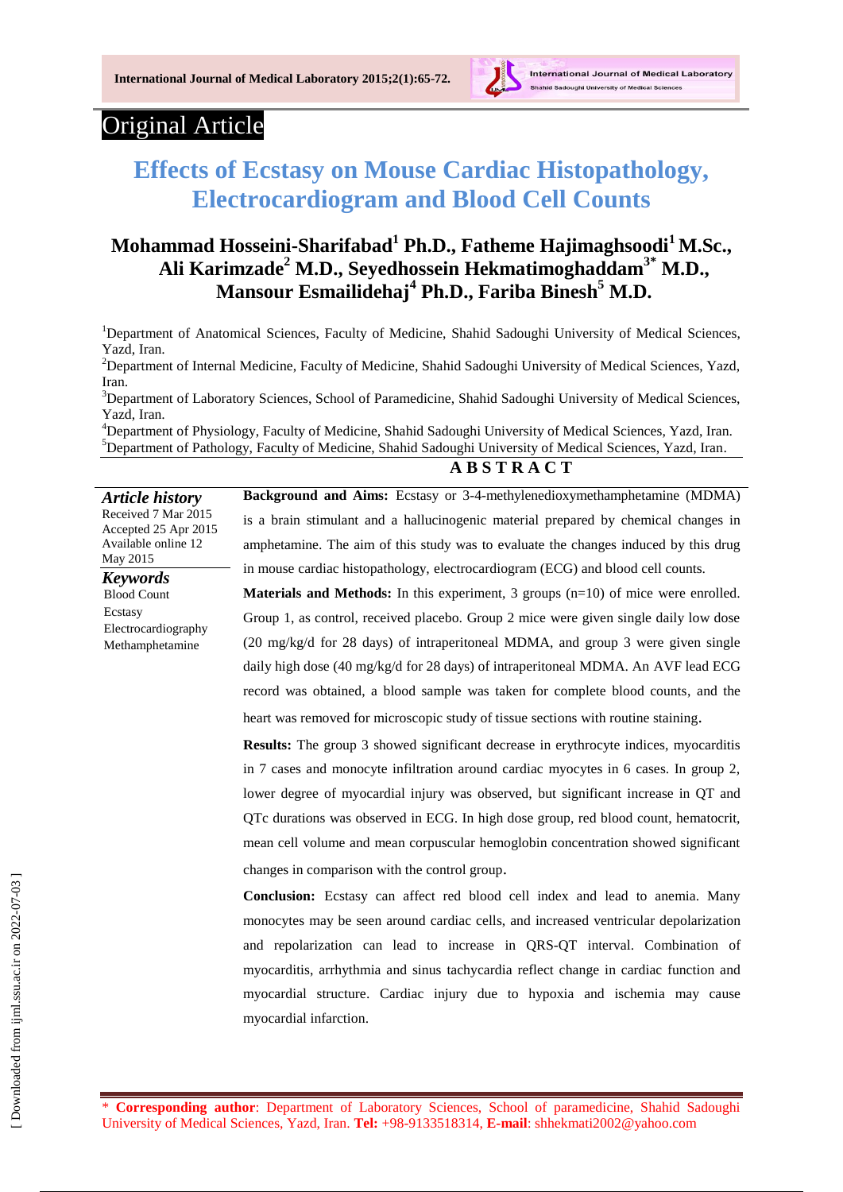Original Article

# Effects of Ecstasy on Mouse Cardiac Histopathology, Electrocardiogram and Blood Cell Counts

**Mohammad Hosseini-Sharifabad[1] Ph.D., Fatheme Hajimaghsoodi[1] M.Sc., Ali Karimzade[2] M.D., Seyedhossein Hekmatimoghaddam[3*] M.D., Mansour Esmailidehaj[4] Ph.D., Fariba Binesh[5] M.D.**

[1]Department of Anatomical Sciences, Faculty of Medicine, Shahid Sadoughi University of Medical Sciences, Yazd, Iran.
[2]Department of Internal Medicine, Faculty of Medicine, Shahid Sadoughi University of Medical Sciences, Yazd, Iran.
[3]Department of Laboratory Sciences, School of Paramedicine, Shahid Sadoughi University of Medical Sciences, Yazd, Iran.
[4]Department of Physiology, Faculty of Medicine, Shahid Sadoughi University of Medical Sciences, Yazd, Iran.
[5]Department of Pathology, Faculty of Medicine, Shahid Sadoughi University of Medical Sciences, Yazd, Iran.

***Article history***
Received 7 Mar 2015
Accepted 25 Apr 2015
Available online 12 May 2015

***Keywords***
Blood Count
Ecstasy
Electrocardiography
Methamphetamine

## ABSTRACT

**Background and Aims:** Ecstasy or 3-4-methylenedioxymethamphetamine (MDMA) is a brain stimulant and a hallucinogenic material prepared by chemical changes in amphetamine. The aim of this study was to evaluate the changes induced by this drug in mouse cardiac histopathology, electrocardiogram (ECG) and blood cell counts.

**Materials and Methods:** In this experiment, 3 groups (n=10) of mice were enrolled. Group 1, as control, received placebo. Group 2 mice were given single daily low dose (20 mg/kg/d for 28 days) of intraperitoneal MDMA, and group 3 were given single daily high dose (40 mg/kg/d for 28 days) of intraperitoneal MDMA. An AVF lead ECG record was obtained, a blood sample was taken for complete blood counts, and the heart was removed for microscopic study of tissue sections with routine staining.

**Results:** The group 3 showed significant decrease in erythrocyte indices, myocarditis in 7 cases and monocyte infiltration around cardiac myocytes in 6 cases. In group 2, lower degree of myocardial injury was observed, but significant increase in QT and QTc durations was observed in ECG. In high dose group, red blood count, hematocrit, mean cell volume and mean corpuscular hemoglobin concentration showed significant changes in comparison with the control group.

**Conclusion:** Ecstasy can affect red blood cell index and lead to anemia. Many monocytes may be seen around cardiac cells, and increased ventricular depolarization and repolarization can lead to increase in QRS-QT interval. Combination of myocarditis, arrhythmia and sinus tachycardia reflect change in cardiac function and myocardial structure. Cardiac injury due to hypoxia and ischemia may cause myocardial infarction.

\* **Corresponding author**: Department of Laboratory Sciences, School of paramedicine, Shahid Sadoughi University of Medical Sciences, Yazd, Iran. **Tel:** +98-9133518314, **E-mail**: shhekmati2002@yahoo.com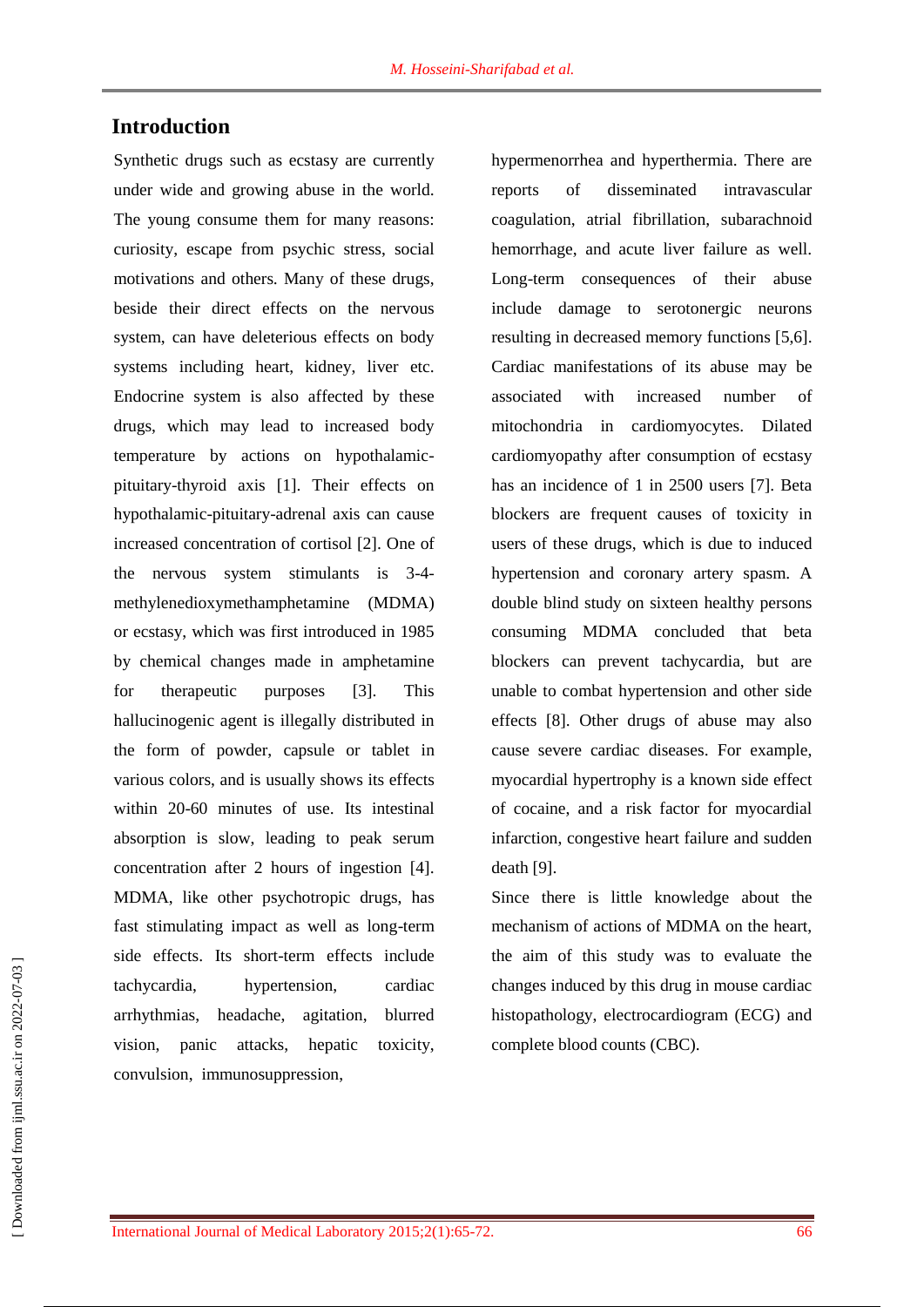## Introduction

Synthetic drugs such as ecstasy are currently under wide and growing abuse in the world. The young consume them for many reasons: curiosity, escape from psychic stress, social motivations and others. Many of these drugs, beside their direct effects on the nervous system, can have deleterious effects on body systems including heart, kidney, liver etc. Endocrine system is also affected by these drugs, which may lead to increased body temperature by actions on hypothalamic-pituitary-thyroid axis [1]. Their effects on hypothalamic-pituitary-adrenal axis can cause increased concentration of cortisol [2]. One of the nervous system stimulants is 3-4-methylenedioxymethamphetamine (MDMA) or ecstasy, which was first introduced in 1985 by chemical changes made in amphetamine for therapeutic purposes [3]. This hallucinogenic agent is illegally distributed in the form of powder, capsule or tablet in various colors, and is usually shows its effects within 20-60 minutes of use. Its intestinal absorption is slow, leading to peak serum concentration after 2 hours of ingestion [4]. MDMA, like other psychotropic drugs, has fast stimulating impact as well as long-term side effects. Its short-term effects include tachycardia, hypertension, cardiac arrhythmias, headache, agitation, blurred vision, panic attacks, hepatic toxicity, convulsion, immunosuppression, hypermenorrhea and hyperthermia. There are reports of disseminated intravascular coagulation, atrial fibrillation, subarachnoid hemorrhage, and acute liver failure as well. Long-term consequences of their abuse include damage to serotonergic neurons resulting in decreased memory functions [5,6]. Cardiac manifestations of its abuse may be associated with increased number of mitochondria in cardiomyocytes. Dilated cardiomyopathy after consumption of ecstasy has an incidence of 1 in 2500 users [7]. Beta blockers are frequent causes of toxicity in users of these drugs, which is due to induced hypertension and coronary artery spasm. A double blind study on sixteen healthy persons consuming MDMA concluded that beta blockers can prevent tachycardia, but are unable to combat hypertension and other side effects [8]. Other drugs of abuse may also cause severe cardiac diseases. For example, myocardial hypertrophy is a known side effect of cocaine, and a risk factor for myocardial infarction, congestive heart failure and sudden death [9].

Since there is little knowledge about the mechanism of actions of MDMA on the heart, the aim of this study was to evaluate the changes induced by this drug in mouse cardiac histopathology, electrocardiogram (ECG) and complete blood counts (CBC).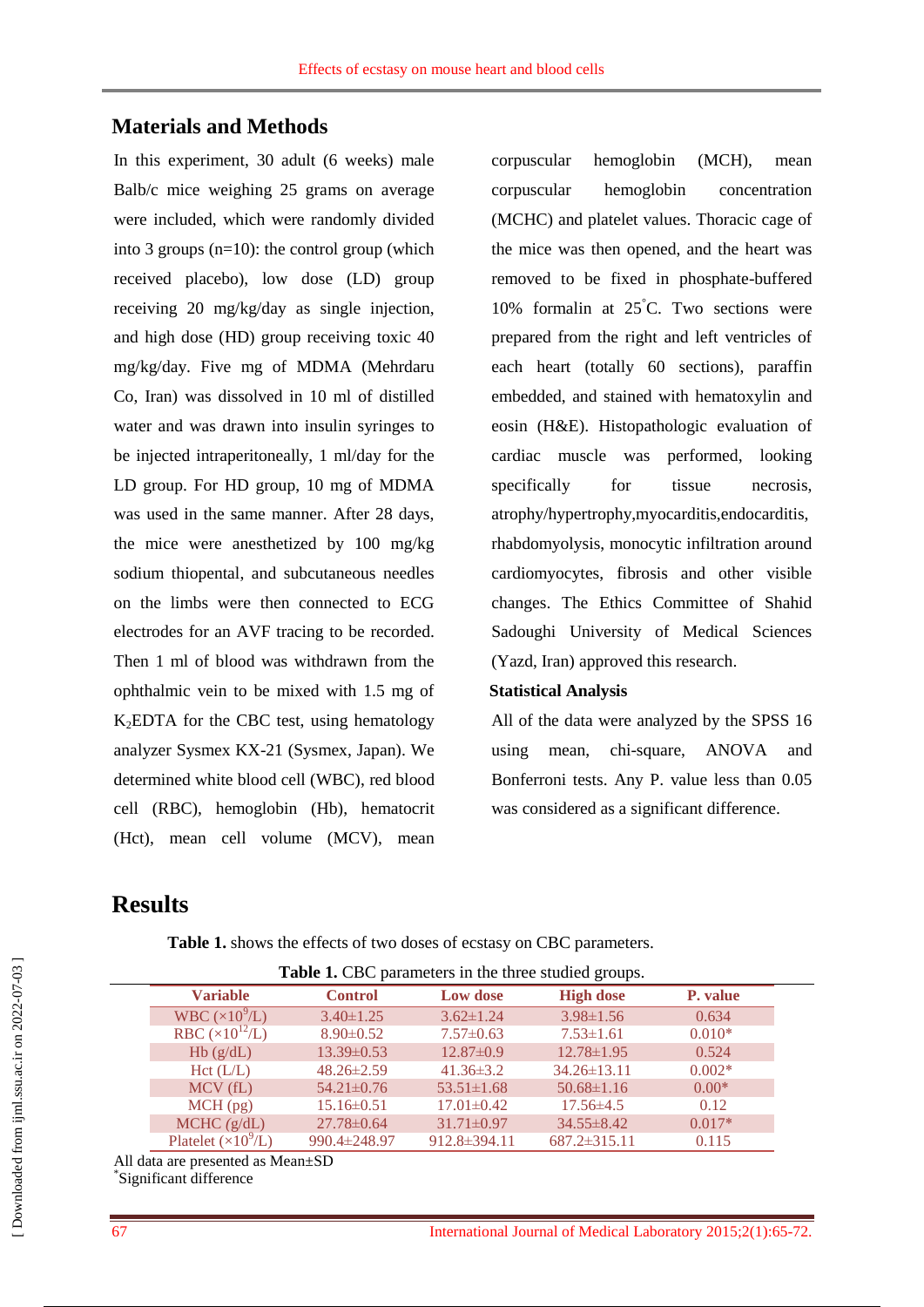## Materials and Methods

In this experiment, 30 adult (6 weeks) male Balb/c mice weighing 25 grams on average were included, which were randomly divided into 3 groups (n=10): the control group (which received placebo), low dose (LD) group receiving 20 mg/kg/day as single injection, and high dose (HD) group receiving toxic 40 mg/kg/day. Five mg of MDMA (Mehrdaru Co, Iran) was dissolved in 10 ml of distilled water and was drawn into insulin syringes to be injected intraperitoneally, 1 ml/day for the LD group. For HD group, 10 mg of MDMA was used in the same manner. After 28 days, the mice were anesthetized by 100 mg/kg sodium thiopental, and subcutaneous needles on the limbs were then connected to ECG electrodes for an AVF tracing to be recorded. Then 1 ml of blood was withdrawn from the ophthalmic vein to be mixed with 1.5 mg of $K_2$EDTA for the CBC test, using hematology analyzer Sysmex KX-21 (Sysmex, Japan). We determined white blood cell (WBC), red blood cell (RBC), hemoglobin (Hb), hematocrit (Hct), mean cell volume (MCV), mean corpuscular hemoglobin (MCH), mean corpuscular hemoglobin concentration (MCHC) and platelet values. Thoracic cage of the mice was then opened, and the heart was removed to be fixed in phosphate-buffered 10% formalin at 25°C. Two sections were prepared from the right and left ventricles of each heart (totally 60 sections), paraffin embedded, and stained with hematoxylin and eosin (H&E). Histopathologic evaluation of cardiac muscle was performed, looking specifically for tissue necrosis, atrophy/hypertrophy,myocarditis,endocarditis, rhabdomyolysis, monocytic infiltration around cardiomyocytes, fibrosis and other visible changes. The Ethics Committee of Shahid Sadoughi University of Medical Sciences (Yazd, Iran) approved this research.

### Statistical Analysis

All of the data were analyzed by the SPSS 16 using mean, chi-square, ANOVA and Bonferroni tests. Any P. value less than 0.05 was considered as a significant difference.

## Results

**Table 1.** shows the effects of two doses of ecstasy on CBC parameters.

**Table 1.** CBC parameters in the three studied groups.

| Variable | Control | Low dose | High dose | P. value |
|---|---|---|---|---|
| WBC ($\times10^9$/L) | 3.40±1.25 | 3.62±1.24 | 3.98±1.56 | 0.634 |
| RBC ($\times10^{12}$/L) | 8.90±0.52 | 7.57±0.63 | 7.53±1.61 | 0.010* |
| Hb (g/dL) | 13.39±0.53 | 12.87±0.9 | 12.78±1.95 | 0.524 |
| Hct (L/L) | 48.26±2.59 | 41.36±3.2 | 34.26±13.11 | 0.002* |
| MCV (fL) | 54.21±0.76 | 53.51±1.68 | 50.68±1.16 | 0.00* |
| MCH (pg) | 15.16±0.51 | 17.01±0.42 | 17.56±4.5 | 0.12 |
| MCHC (g/dL) | 27.78±0.64 | 31.71±0.97 | 34.55±8.42 | 0.017* |
| Platelet ($\times10^9$/L) | 990.4±248.97 | 912.8±394.11 | 687.2±315.11 | 0.115 |

All data are presented as Mean±SD
*Significant difference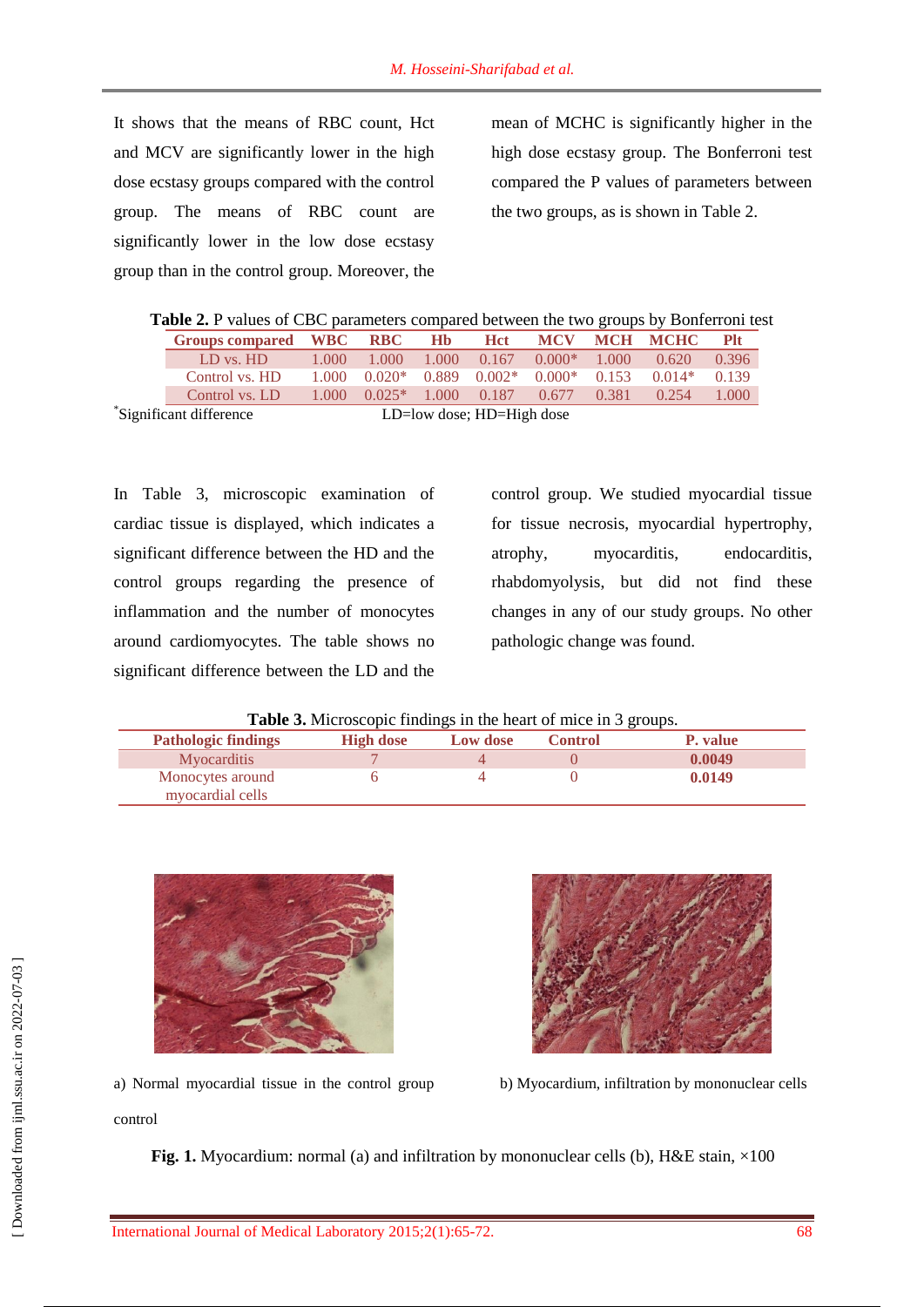It shows that the means of RBC count, Hct and MCV are significantly lower in the high dose ecstasy groups compared with the control group. The means of RBC count are significantly lower in the low dose ecstasy group than in the control group. Moreover, the mean of MCHC is significantly higher in the high dose ecstasy group. The Bonferroni test compared the P values of parameters between the two groups, as is shown in Table 2.

**Table 2.** P values of CBC parameters compared between the two groups by Bonferroni test

| Groups compared | WBC | RBC | Hb | Hct | MCV | MCH | MCHC | Plt |
|---|---|---|---|---|---|---|---|---|
| LD vs. HD | 1.000 | 1.000 | 1.000 | 0.167 | 0.000* | 1.000 | 0.620 | 0.396 |
| Control vs. HD | 1.000 | 0.020* | 0.889 | 0.002* | 0.000* | 0.153 | 0.014* | 0.139 |
| Control vs. LD | 1.000 | 0.025* | 1.000 | 0.187 | 0.677 | 0.381 | 0.254 | 1.000 |

*Significant difference LD=low dose; HD=High dose

In Table 3, microscopic examination of cardiac tissue is displayed, which indicates a significant difference between the HD and the control groups regarding the presence of inflammation and the number of monocytes around cardiomyocytes. The table shows no significant difference between the LD and the control group. We studied myocardial tissue for tissue necrosis, myocardial hypertrophy, atrophy, myocarditis, endocarditis, rhabdomyolysis, but did not find these changes in any of our study groups. No other pathologic change was found.

**Table 3.** Microscopic findings in the heart of mice in 3 groups.

| Pathologic findings | High dose | Low dose | Control | P. value |
|---|---|---|---|---|
| Myocarditis | 7 | 4 | 0 | **0.0049** |
| Monocytes around myocardial cells | 6 | 4 | 0 | **0.0149** |

a) Normal myocardial tissue in the control group control

b) Myocardium, infiltration by mononuclear cells

**Fig. 1.** Myocardium: normal (a) and infiltration by mononuclear cells (b), H&E stain, ×100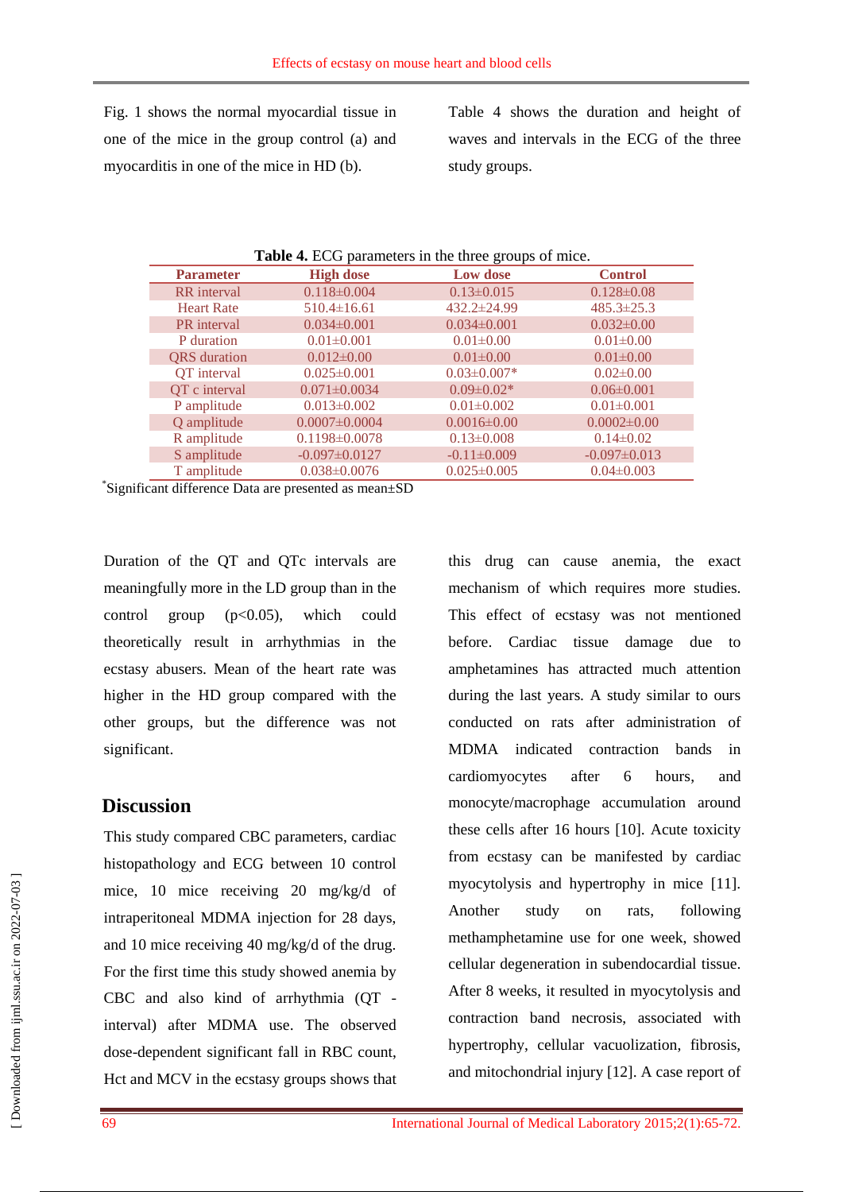Fig. 1 shows the normal myocardial tissue in one of the mice in the group control (a) and myocarditis in one of the mice in HD (b).

Table 4 shows the duration and height of waves and intervals in the ECG of the three study groups.

**Table 4.** ECG parameters in the three groups of mice.

| Parameter | High dose | Low dose | Control |
|---|---|---|---|
| RR interval | 0.118±0.004 | 0.13±0.015 | 0.128±0.08 |
| Heart Rate | 510.4±16.61 | 432.2±24.99 | 485.3±25.3 |
| PR interval | 0.034±0.001 | 0.034±0.001 | 0.032±0.00 |
| P duration | 0.01±0.001 | 0.01±0.00 | 0.01±0.00 |
| QRS duration | 0.012±0.00 | 0.01±0.00 | 0.01±0.00 |
| QT interval | 0.025±0.001 | 0.03±0.007* | 0.02±0.00 |
| QT c interval | 0.071±0.0034 | 0.09±0.02* | 0.06±0.001 |
| P amplitude | 0.013±0.002 | 0.01±0.002 | 0.01±0.001 |
| Q amplitude | 0.0007±0.0004 | 0.0016±0.00 | 0.0002±0.00 |
| R amplitude | 0.1198±0.0078 | 0.13±0.008 | 0.14±0.02 |
| S amplitude | -0.097±0.0127 | -0.11±0.009 | -0.097±0.013 |
| T amplitude | 0.038±0.0076 | 0.025±0.005 | 0.04±0.003 |

*Significant difference Data are presented as mean±SD

Duration of the QT and QTc intervals are meaningfully more in the LD group than in the control group ($p<0.05$), which could theoretically result in arrhythmias in the ecstasy abusers. Mean of the heart rate was higher in the HD group compared with the other groups, but the difference was not significant.

## Discussion

This study compared CBC parameters, cardiac histopathology and ECG between 10 control mice, 10 mice receiving 20 mg/kg/d of intraperitoneal MDMA injection for 28 days, and 10 mice receiving 40 mg/kg/d of the drug. For the first time this study showed anemia by CBC and also kind of arrhythmia (QT -interval) after MDMA use. The observed dose-dependent significant fall in RBC count, Hct and MCV in the ecstasy groups shows that this drug can cause anemia, the exact mechanism of which requires more studies. This effect of ecstasy was not mentioned before. Cardiac tissue damage due to amphetamines has attracted much attention during the last years. A study similar to ours conducted on rats after administration of MDMA indicated contraction bands in cardiomyocytes after 6 hours, and monocyte/macrophage accumulation around these cells after 16 hours [10]. Acute toxicity from ecstasy can be manifested by cardiac myocytolysis and hypertrophy in mice [11]. Another study on rats, following methamphetamine use for one week, showed cellular degeneration in subendocardial tissue. After 8 weeks, it resulted in myocytolysis and contraction band necrosis, associated with hypertrophy, cellular vacuolization, fibrosis, and mitochondrial injury [12]. A case report of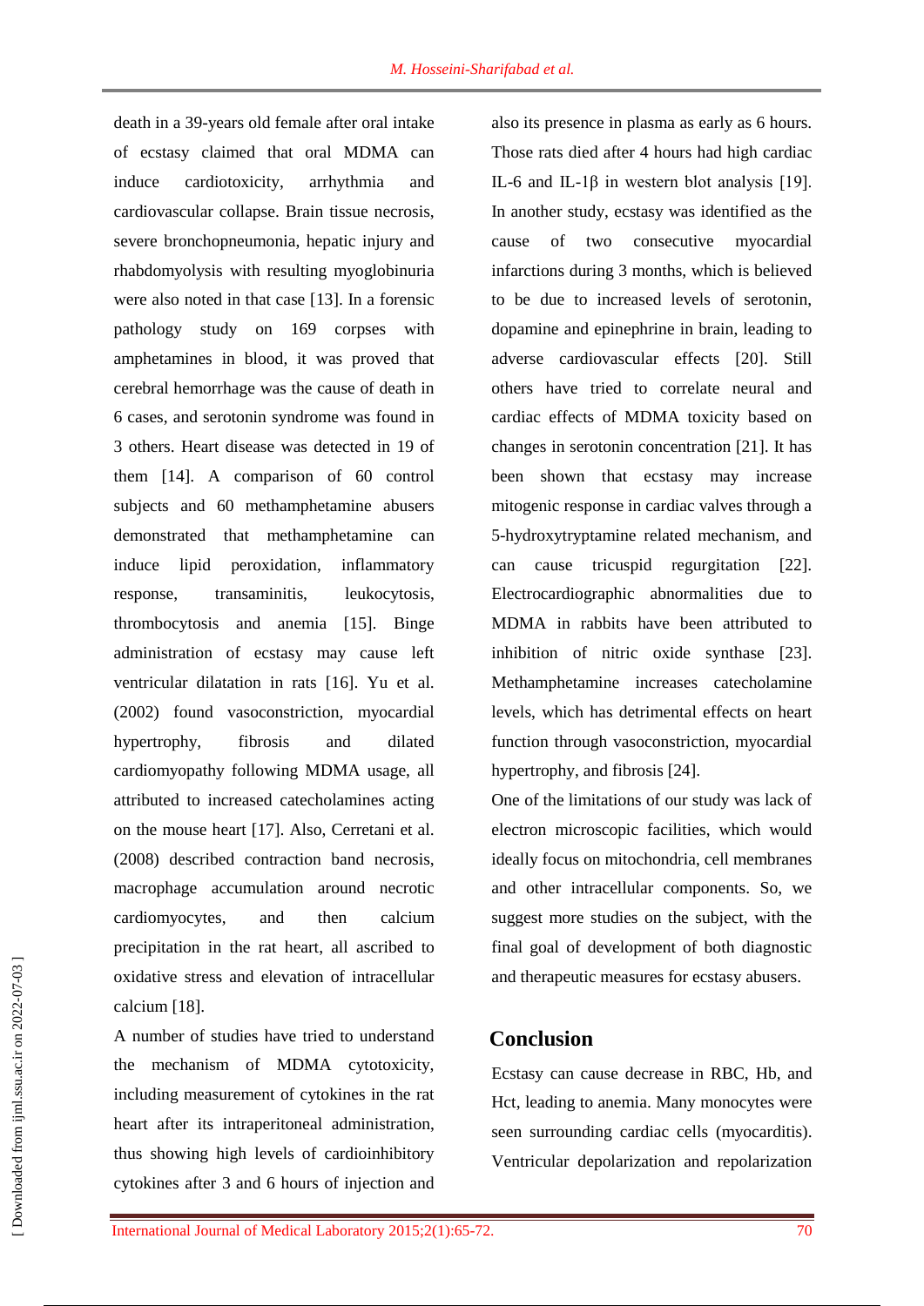death in a 39-years old female after oral intake of ecstasy claimed that oral MDMA can induce cardiotoxicity, arrhythmia and cardiovascular collapse. Brain tissue necrosis, severe bronchopneumonia, hepatic injury and rhabdomyolysis with resulting myoglobinuria were also noted in that case [13]. In a forensic pathology study on 169 corpses with amphetamines in blood, it was proved that cerebral hemorrhage was the cause of death in 6 cases, and serotonin syndrome was found in 3 others. Heart disease was detected in 19 of them [14]. A comparison of 60 control subjects and 60 methamphetamine abusers demonstrated that methamphetamine can induce lipid peroxidation, inflammatory response, transaminitis, leukocytosis, thrombocytosis and anemia [15]. Binge administration of ecstasy may cause left ventricular dilatation in rats [16]. Yu et al. (2002) found vasoconstriction, myocardial hypertrophy, fibrosis and dilated cardiomyopathy following MDMA usage, all attributed to increased catecholamines acting on the mouse heart [17]. Also, Cerretani et al. (2008) described contraction band necrosis, macrophage accumulation around necrotic cardiomyocytes, and then calcium precipitation in the rat heart, all ascribed to oxidative stress and elevation of intracellular calcium [18].

A number of studies have tried to understand the mechanism of MDMA cytotoxicity, including measurement of cytokines in the rat heart after its intraperitoneal administration, thus showing high levels of cardioinhibitory cytokines after 3 and 6 hours of injection and also its presence in plasma as early as 6 hours. Those rats died after 4 hours had high cardiac IL-6 and IL-1β in western blot analysis [19]. In another study, ecstasy was identified as the cause of two consecutive myocardial infarctions during 3 months, which is believed to be due to increased levels of serotonin, dopamine and epinephrine in brain, leading to adverse cardiovascular effects [20]. Still others have tried to correlate neural and cardiac effects of MDMA toxicity based on changes in serotonin concentration [21]. It has been shown that ecstasy may increase mitogenic response in cardiac valves through a 5-hydroxytryptamine related mechanism, and can cause tricuspid regurgitation [22]. Electrocardiographic abnormalities due to MDMA in rabbits have been attributed to inhibition of nitric oxide synthase [23]. Methamphetamine increases catecholamine levels, which has detrimental effects on heart function through vasoconstriction, myocardial hypertrophy, and fibrosis [24].

One of the limitations of our study was lack of electron microscopic facilities, which would ideally focus on mitochondria, cell membranes and other intracellular components. So, we suggest more studies on the subject, with the final goal of development of both diagnostic and therapeutic measures for ecstasy abusers.

## Conclusion

Ecstasy can cause decrease in RBC, Hb, and Hct, leading to anemia. Many monocytes were seen surrounding cardiac cells (myocarditis). Ventricular depolarization and repolarization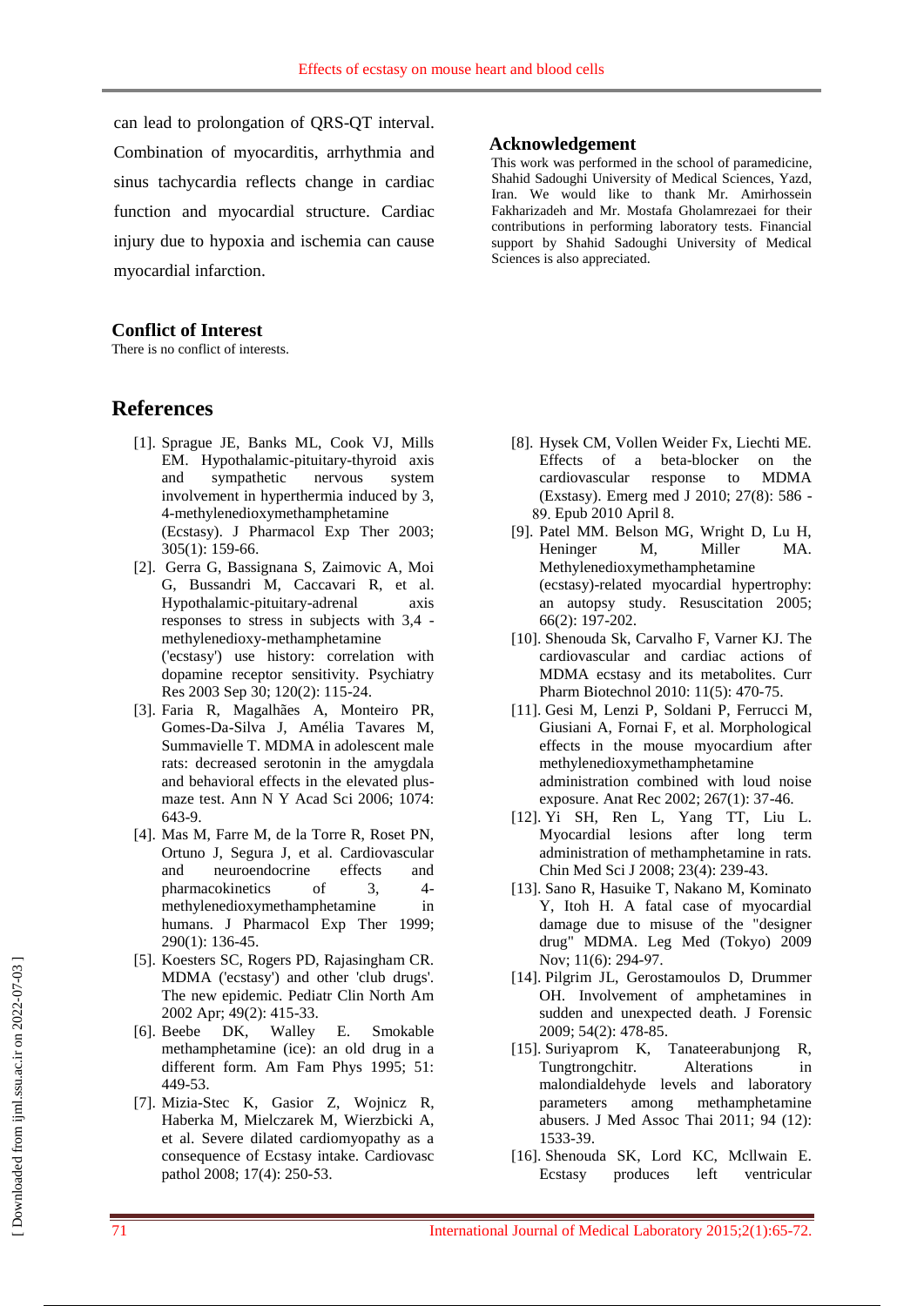can lead to prolongation of QRS-QT interval. Combination of myocarditis, arrhythmia and sinus tachycardia reflects change in cardiac function and myocardial structure. Cardiac injury due to hypoxia and ischemia can cause myocardial infarction.

## Conflict of Interest

There is no conflict of interests.

## Acknowledgement

This work was performed in the school of paramedicine, Shahid Sadoughi University of Medical Sciences, Yazd, Iran. We would like to thank Mr. Amirhossein Fakharizadeh and Mr. Mostafa Gholamrezaei for their contributions in performing laboratory tests. Financial support by Shahid Sadoughi University of Medical Sciences is also appreciated.

## References

[1]. Sprague JE, Banks ML, Cook VJ, Mills EM. Hypothalamic-pituitary-thyroid axis and sympathetic nervous system involvement in hyperthermia induced by 3, 4-methylenedioxymethamphetamine (Ecstasy). J Pharmacol Exp Ther 2003; 305(1): 159-66.

[2]. Gerra G, Bassignana S, Zaimovic A, Moi G, Bussandri M, Caccavari R, et al. Hypothalamic-pituitary-adrenal axis responses to stress in subjects with 3,4 -methylenedioxy-methamphetamine ('ecstasy') use history: correlation with dopamine receptor sensitivity. Psychiatry Res 2003 Sep 30; 120(2): 115-24.

[3]. Faria R, Magalhães A, Monteiro PR, Gomes-Da-Silva J, Amélia Tavares M, Summavielle T. MDMA in adolescent male rats: decreased serotonin in the amygdala and behavioral effects in the elevated plus-maze test. Ann N Y Acad Sci 2006; 1074: 643-9.

[4]. Mas M, Farre M, de la Torre R, Roset PN, Ortuno J, Segura J, et al. Cardiovascular and neuroendocrine effects and pharmacokinetics of 3, 4-methylenedioxymethamphetamine in humans. J Pharmacol Exp Ther 1999; 290(1): 136-45.

[5]. Koesters SC, Rogers PD, Rajasingham CR. MDMA ('ecstasy') and other 'club drugs'. The new epidemic. Pediatr Clin North Am 2002 Apr; 49(2): 415-33.

[6]. Beebe DK, Walley E. Smokable methamphetamine (ice): an old drug in a different form. Am Fam Phys 1995; 51: 449-53.

[7]. Mizia-Stec K, Gasior Z, Wojnicz R, Haberka M, Mielczarek M, Wierzbicki A, et al. Severe dilated cardiomyopathy as a consequence of Ecstasy intake. Cardiovasc pathol 2008; 17(4): 250-53.

[8]. Hysek CM, Vollen Weider Fx, Liechti ME. Effects of a beta-blocker on the cardiovascular response to MDMA (Exstasy). Emerg med J 2010; 27(8): 586 - 89. Epub 2010 April 8.

[9]. Patel MM. Belson MG, Wright D, Lu H, Heninger M, Miller MA. Methylenedioxymethamphetamine (ecstasy)-related myocardial hypertrophy: an autopsy study. Resuscitation 2005; 66(2): 197-202.

[10]. Shenouda Sk, Carvalho F, Varner KJ. The cardiovascular and cardiac actions of MDMA ecstasy and its metabolites. Curr Pharm Biotechnol 2010: 11(5): 470-75.

[11]. Gesi M, Lenzi P, Soldani P, Ferrucci M, Giusiani A, Fornai F, et al. Morphological effects in the mouse myocardium after methylenedioxymethamphetamine administration combined with loud noise exposure. Anat Rec 2002; 267(1): 37-46.

[12]. Yi SH, Ren L, Yang TT, Liu L. Myocardial lesions after long term administration of methamphetamine in rats. Chin Med Sci J 2008; 23(4): 239-43.

[13]. Sano R, Hasuike T, Nakano M, Kominato Y, Itoh H. A fatal case of myocardial damage due to misuse of the "designer drug" MDMA. Leg Med (Tokyo) 2009 Nov; 11(6): 294-97.

[14]. Pilgrim JL, Gerostamoulos D, Drummer OH. Involvement of amphetamines in sudden and unexpected death. J Forensic 2009; 54(2): 478-85.

[15]. Suriyaprom K, Tanateerabunjong R, Tungtrongchitr. Alterations in malondialdehyde levels and laboratory parameters among methamphetamine abusers. J Med Assoc Thai 2011; 94 (12): 1533-39.

[16]. Shenouda SK, Lord KC, Mcllwain E. Ecstasy produces left ventricular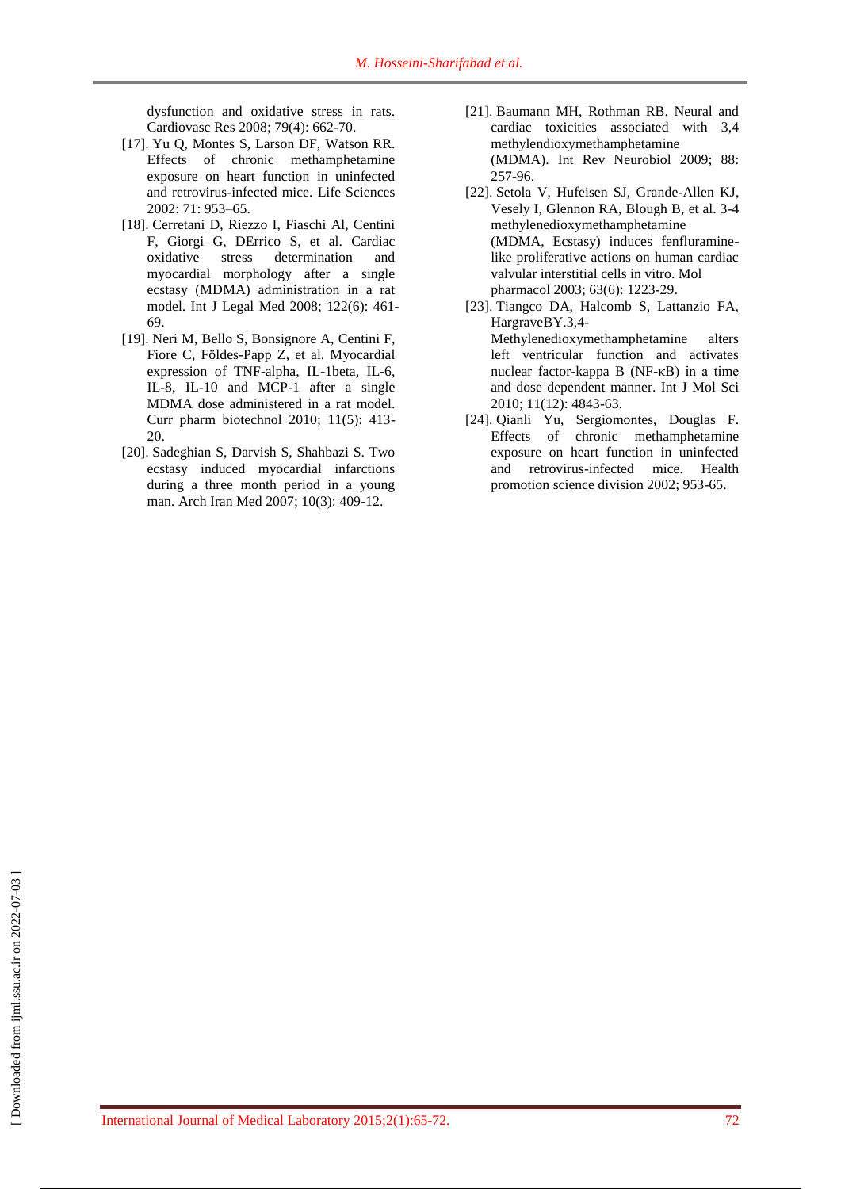dysfunction and oxidative stress in rats. Cardiovasc Res 2008; 79(4): 662-70.

[17]. Yu Q, Montes S, Larson DF, Watson RR. Effects of chronic methamphetamine exposure on heart function in uninfected and retrovirus-infected mice. Life Sciences 2002: 71: 953–65.

[18]. Cerretani D, Riezzo I, Fiaschi Al, Centini F, Giorgi G, DErrico S, et al. Cardiac oxidative stress determination and myocardial morphology after a single ecstasy (MDMA) administration in a rat model. Int J Legal Med 2008; 122(6): 461-69.

[19]. Neri M, Bello S, Bonsignore A, Centini F, Fiore C, Földes-Papp Z, et al. Myocardial expression of TNF-alpha, IL-1beta, IL-6, IL-8, IL-10 and MCP-1 after a single MDMA dose administered in a rat model. Curr pharm biotechnol 2010; 11(5): 413-20.

[20]. Sadeghian S, Darvish S, Shahbazi S. Two ecstasy induced myocardial infarctions during a three month period in a young man. Arch Iran Med 2007; 10(3): 409-12.

[21]. Baumann MH, Rothman RB. Neural and cardiac toxicities associated with 3,4 methylendioxymethamphetamine (MDMA). Int Rev Neurobiol 2009; 88: 257-96.

[22]. Setola V, Hufeisen SJ, Grande-Allen KJ, Vesely I, Glennon RA, Blough B, et al. 3-4 methylenedioxymethamphetamine (MDMA, Ecstasy) induces fenfluramine-like proliferative actions on human cardiac valvular interstitial cells in vitro. Mol pharmacol 2003; 63(6): 1223-29.

[23]. Tiangco DA, Halcomb S, Lattanzio FA, HargraveBY.3,4-Methylenedioxymethamphetamine alters left ventricular function and activates nuclear factor-kappa B (NF-κB) in a time and dose dependent manner. Int J Mol Sci 2010; 11(12): 4843-63.

[24]. Qianli Yu, Sergiomontes, Douglas F. Effects of chronic methamphetamine exposure on heart function in uninfected and retrovirus-infected mice. Health promotion science division 2002; 953-65.